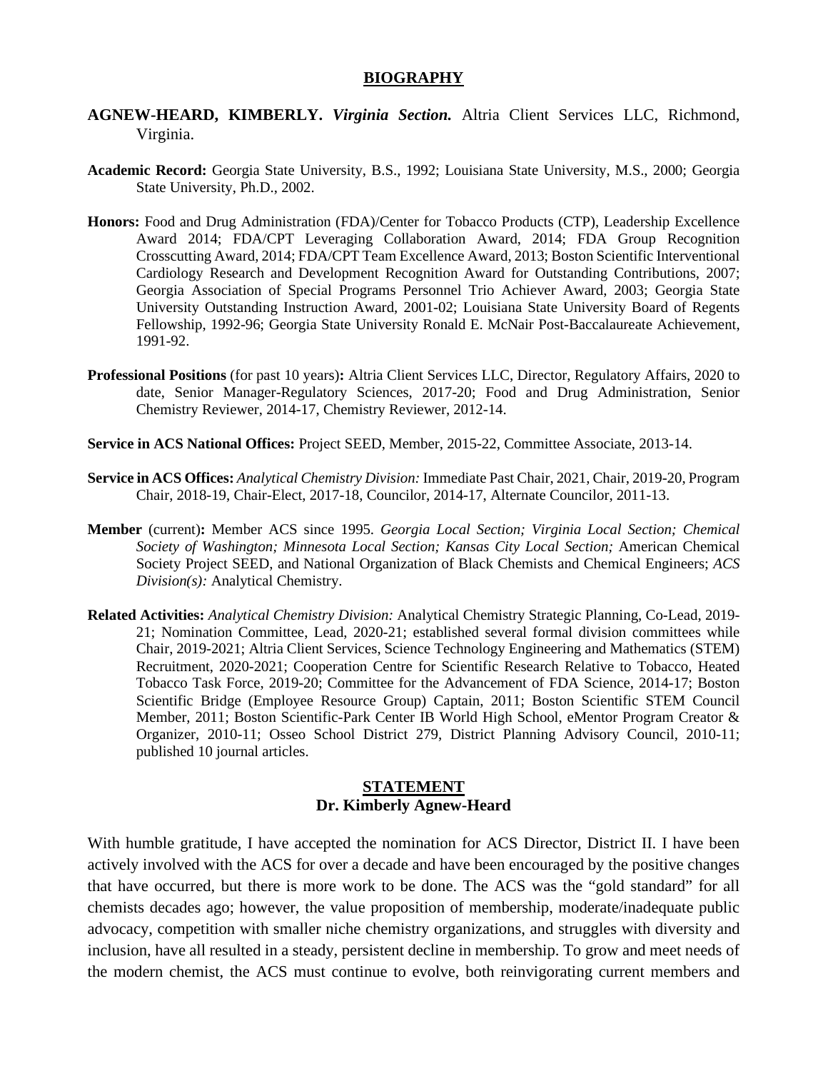## BIOGRAPHY

**AGNEW-HEARD, KIMBERLY.** ***Virginia Section.*** Altria Client Services LLC, Richmond, Virginia.

**Academic Record:** Georgia State University, B.S., 1992; Louisiana State University, M.S., 2000; Georgia State University, Ph.D., 2002.

**Honors:** Food and Drug Administration (FDA)/Center for Tobacco Products (CTP), Leadership Excellence Award 2014; FDA/CPT Leveraging Collaboration Award, 2014; FDA Group Recognition Crosscutting Award, 2014; FDA/CPT Team Excellence Award, 2013; Boston Scientific Interventional Cardiology Research and Development Recognition Award for Outstanding Contributions, 2007; Georgia Association of Special Programs Personnel Trio Achiever Award, 2003; Georgia State University Outstanding Instruction Award, 2001-02; Louisiana State University Board of Regents Fellowship, 1992-96; Georgia State University Ronald E. McNair Post-Baccalaureate Achievement, 1991-92.

**Professional Positions** (for past 10 years)**:** Altria Client Services LLC, Director, Regulatory Affairs, 2020 to date, Senior Manager-Regulatory Sciences, 2017-20; Food and Drug Administration, Senior Chemistry Reviewer, 2014-17, Chemistry Reviewer, 2012-14.

**Service in ACS National Offices:** Project SEED, Member, 2015-22, Committee Associate, 2013-14.

**Service in ACS Offices:** *Analytical Chemistry Division:* Immediate Past Chair, 2021, Chair, 2019-20, Program Chair, 2018-19, Chair-Elect, 2017-18, Councilor, 2014-17, Alternate Councilor, 2011-13.

**Member** (current)**:** Member ACS since 1995. *Georgia Local Section; Virginia Local Section; Chemical Society of Washington; Minnesota Local Section; Kansas City Local Section;* American Chemical Society Project SEED, and National Organization of Black Chemists and Chemical Engineers; *ACS Division(s):* Analytical Chemistry.

**Related Activities:** *Analytical Chemistry Division:* Analytical Chemistry Strategic Planning, Co-Lead, 2019-21; Nomination Committee, Lead, 2020-21; established several formal division committees while Chair, 2019-2021; Altria Client Services, Science Technology Engineering and Mathematics (STEM) Recruitment, 2020-2021; Cooperation Centre for Scientific Research Relative to Tobacco, Heated Tobacco Task Force, 2019-20; Committee for the Advancement of FDA Science, 2014-17; Boston Scientific Bridge (Employee Resource Group) Captain, 2011; Boston Scientific STEM Council Member, 2011; Boston Scientific-Park Center IB World High School, eMentor Program Creator & Organizer, 2010-11; Osseo School District 279, District Planning Advisory Council, 2010-11; published 10 journal articles.

## STATEMENT
### Dr. Kimberly Agnew-Heard

With humble gratitude, I have accepted the nomination for ACS Director, District II. I have been actively involved with the ACS for over a decade and have been encouraged by the positive changes that have occurred, but there is more work to be done. The ACS was the "gold standard" for all chemists decades ago; however, the value proposition of membership, moderate/inadequate public advocacy, competition with smaller niche chemistry organizations, and struggles with diversity and inclusion, have all resulted in a steady, persistent decline in membership. To grow and meet needs of the modern chemist, the ACS must continue to evolve, both reinvigorating current members and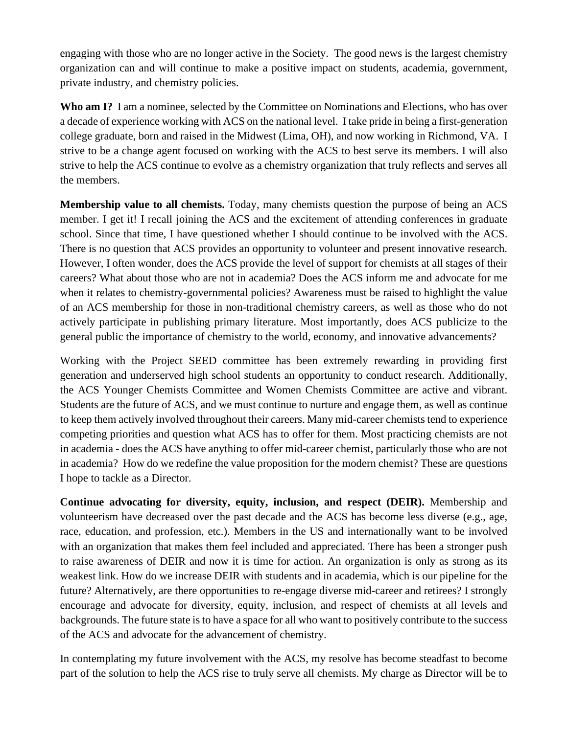engaging with those who are no longer active in the Society. The good news is the largest chemistry organization can and will continue to make a positive impact on students, academia, government, private industry, and chemistry policies.

**Who am I?** I am a nominee, selected by the Committee on Nominations and Elections, who has over a decade of experience working with ACS on the national level. I take pride in being a first-generation college graduate, born and raised in the Midwest (Lima, OH), and now working in Richmond, VA. I strive to be a change agent focused on working with the ACS to best serve its members. I will also strive to help the ACS continue to evolve as a chemistry organization that truly reflects and serves all the members.

**Membership value to all chemists.** Today, many chemists question the purpose of being an ACS member. I get it! I recall joining the ACS and the excitement of attending conferences in graduate school. Since that time, I have questioned whether I should continue to be involved with the ACS. There is no question that ACS provides an opportunity to volunteer and present innovative research. However, I often wonder, does the ACS provide the level of support for chemists at all stages of their careers? What about those who are not in academia? Does the ACS inform me and advocate for me when it relates to chemistry-governmental policies? Awareness must be raised to highlight the value of an ACS membership for those in non-traditional chemistry careers, as well as those who do not actively participate in publishing primary literature. Most importantly, does ACS publicize to the general public the importance of chemistry to the world, economy, and innovative advancements?

Working with the Project SEED committee has been extremely rewarding in providing first generation and underserved high school students an opportunity to conduct research. Additionally, the ACS Younger Chemists Committee and Women Chemists Committee are active and vibrant. Students are the future of ACS, and we must continue to nurture and engage them, as well as continue to keep them actively involved throughout their careers. Many mid-career chemists tend to experience competing priorities and question what ACS has to offer for them. Most practicing chemists are not in academia - does the ACS have anything to offer mid-career chemist, particularly those who are not in academia? How do we redefine the value proposition for the modern chemist? These are questions I hope to tackle as a Director.

**Continue advocating for diversity, equity, inclusion, and respect (DEIR).** Membership and volunteerism have decreased over the past decade and the ACS has become less diverse (e.g., age, race, education, and profession, etc.). Members in the US and internationally want to be involved with an organization that makes them feel included and appreciated. There has been a stronger push to raise awareness of DEIR and now it is time for action. An organization is only as strong as its weakest link. How do we increase DEIR with students and in academia, which is our pipeline for the future? Alternatively, are there opportunities to re-engage diverse mid-career and retirees? I strongly encourage and advocate for diversity, equity, inclusion, and respect of chemists at all levels and backgrounds. The future state is to have a space for all who want to positively contribute to the success of the ACS and advocate for the advancement of chemistry.

In contemplating my future involvement with the ACS, my resolve has become steadfast to become part of the solution to help the ACS rise to truly serve all chemists. My charge as Director will be to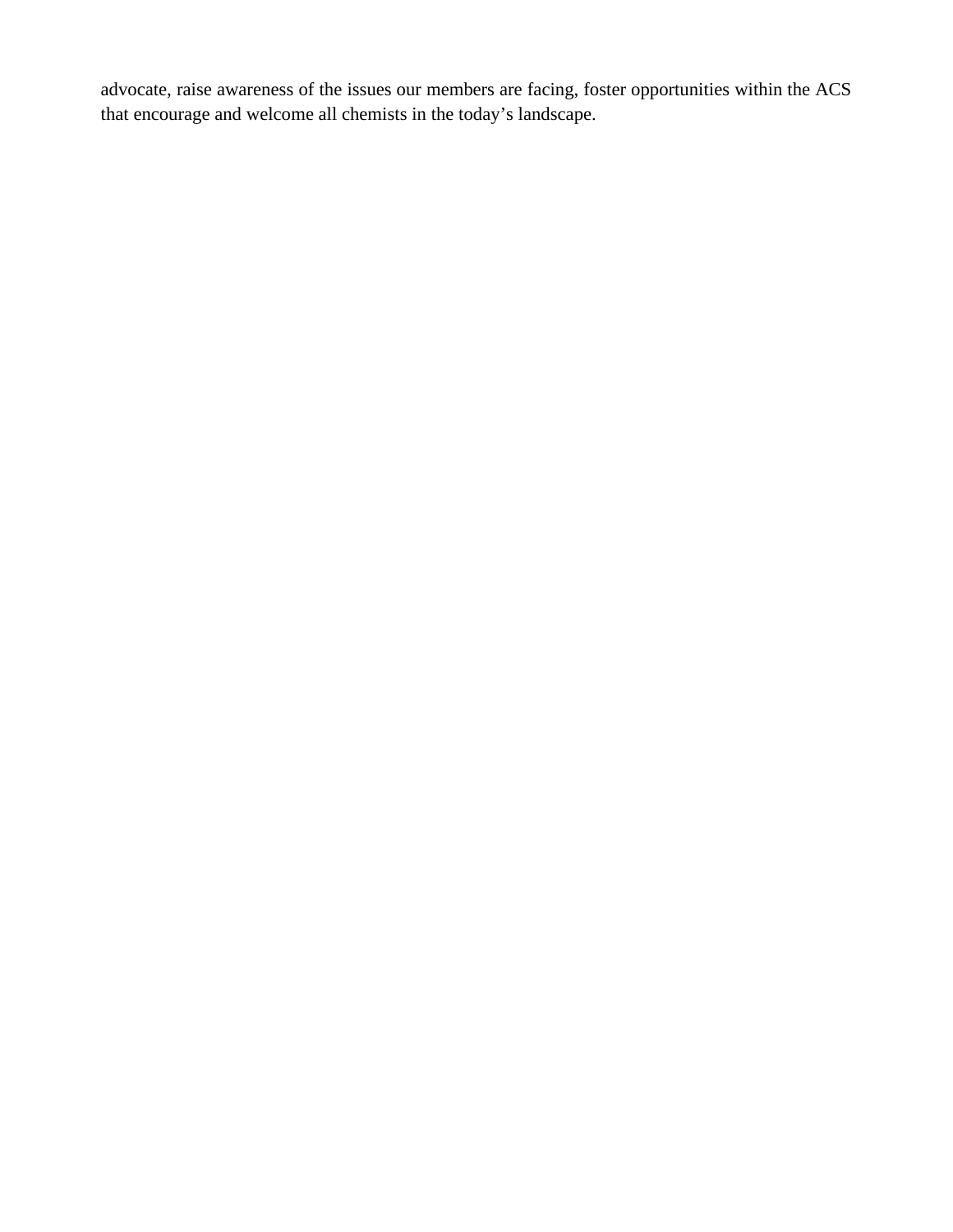advocate, raise awareness of the issues our members are facing, foster opportunities within the ACS that encourage and welcome all chemists in the today’s landscape.